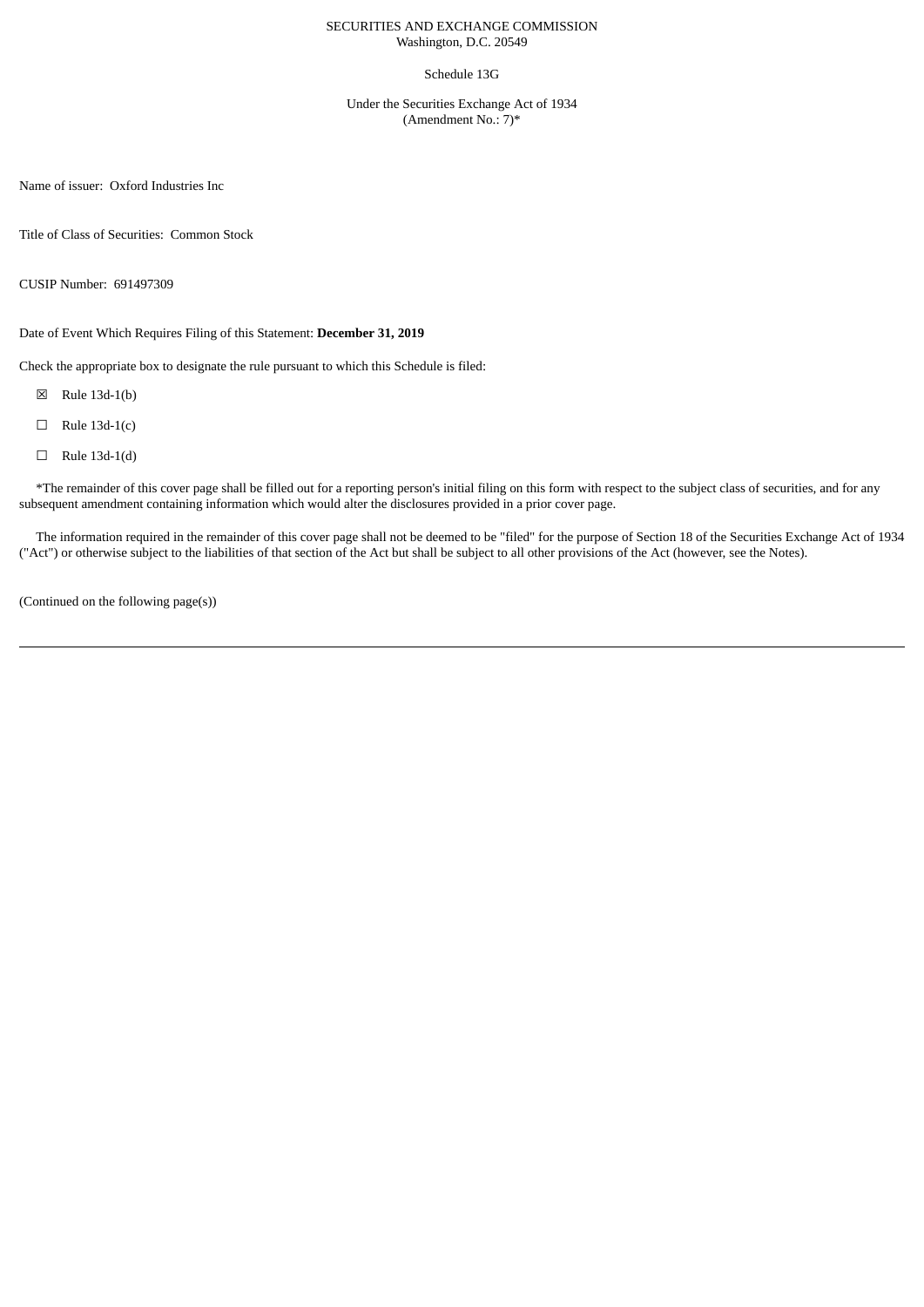SECURITIES AND EXCHANGE COMMISSION
Washington, D.C. 20549

Schedule 13G

Under the Securities Exchange Act of 1934
(Amendment No.: 7)*

Name of issuer: Oxford Industries Inc

Title of Class of Securities: Common Stock

CUSIP Number: 691497309

Date of Event Which Requires Filing of this Statement: **December 31, 2019**

Check the appropriate box to designate the rule pursuant to which this Schedule is filed:

☒ Rule 13d-1(b)

☐ Rule 13d-1(c)

☐ Rule 13d-1(d)

*The remainder of this cover page shall be filled out for a reporting person's initial filing on this form with respect to the subject class of securities, and for any subsequent amendment containing information which would alter the disclosures provided in a prior cover page.

The information required in the remainder of this cover page shall not be deemed to be "filed" for the purpose of Section 18 of the Securities Exchange Act of 1934 ("Act") or otherwise subject to the liabilities of that section of the Act but shall be subject to all other provisions of the Act (however, see the Notes).

(Continued on the following page(s))

---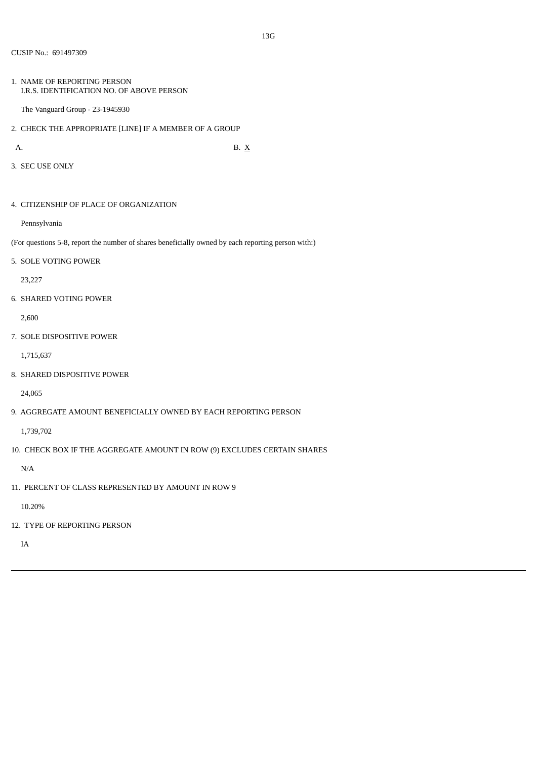13G

CUSIP No.: 691497309

1. NAME OF REPORTING PERSON
   I.R.S. IDENTIFICATION NO. OF ABOVE PERSON

   The Vanguard Group - 23-1945930

2. CHECK THE APPROPRIATE [LINE] IF A MEMBER OF A GROUP

   A. B. X

3. SEC USE ONLY

4. CITIZENSHIP OF PLACE OF ORGANIZATION

   Pennsylvania

(For questions 5-8, report the number of shares beneficially owned by each reporting person with:)

5. SOLE VOTING POWER

   23,227

6. SHARED VOTING POWER

   2,600

7. SOLE DISPOSITIVE POWER

   1,715,637

8. SHARED DISPOSITIVE POWER

   24,065

9. AGGREGATE AMOUNT BENEFICIALLY OWNED BY EACH REPORTING PERSON

   1,739,702

10. CHECK BOX IF THE AGGREGATE AMOUNT IN ROW (9) EXCLUDES CERTAIN SHARES

    N/A

11. PERCENT OF CLASS REPRESENTED BY AMOUNT IN ROW 9

    10.20%

12. TYPE OF REPORTING PERSON

    IA

---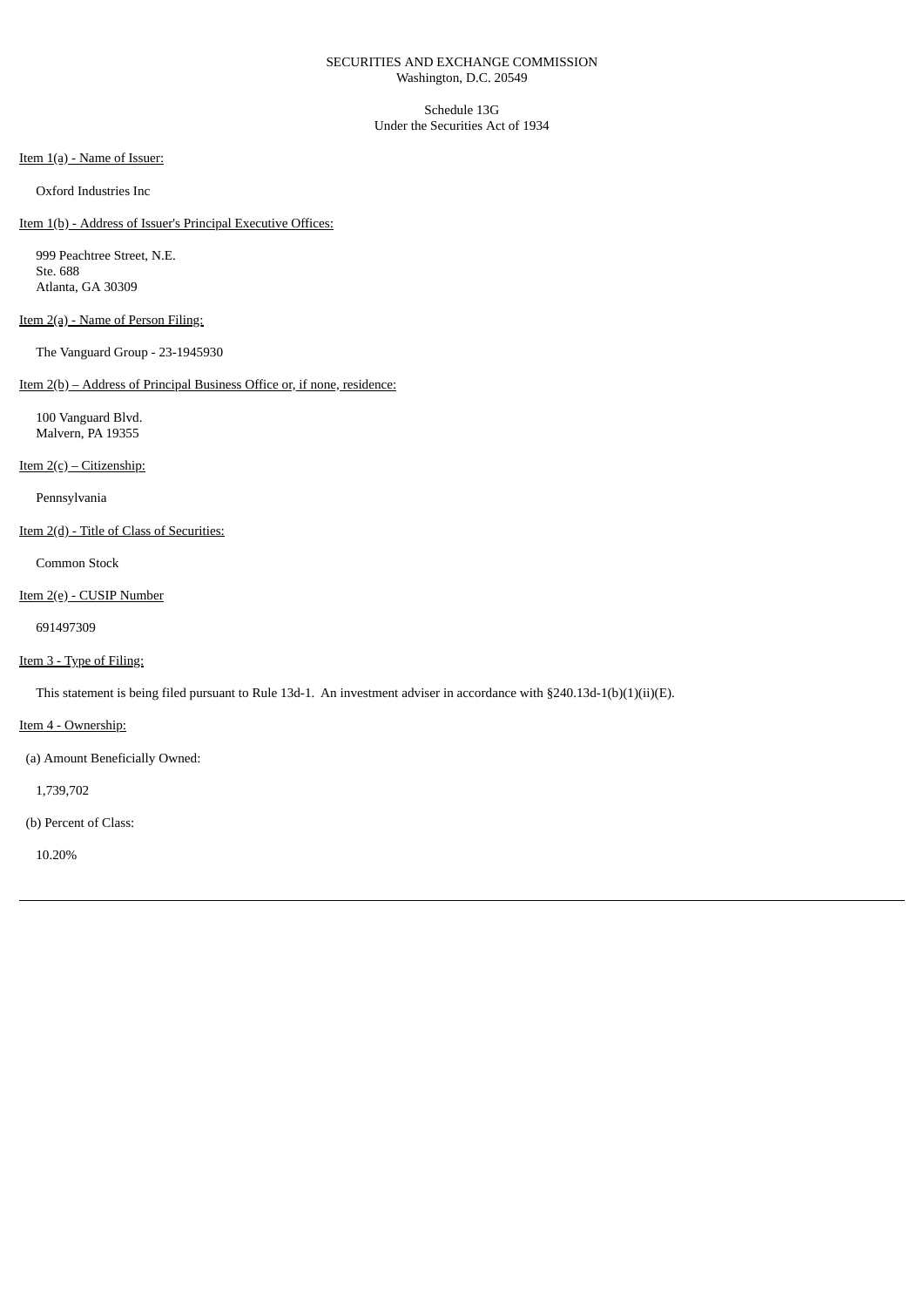SECURITIES AND EXCHANGE COMMISSION
Washington, D.C. 20549

Schedule 13G
Under the Securities Act of 1934

Item 1(a) - Name of Issuer:

Oxford Industries Inc

Item 1(b) - Address of Issuer's Principal Executive Offices:

999 Peachtree Street, N.E.
Ste. 688
Atlanta, GA 30309

Item 2(a) - Name of Person Filing:

The Vanguard Group - 23-1945930

Item 2(b) – Address of Principal Business Office or, if none, residence:

100 Vanguard Blvd.
Malvern, PA 19355

Item 2(c) – Citizenship:

Pennsylvania

Item 2(d) - Title of Class of Securities:

Common Stock

Item 2(e) - CUSIP Number

691497309

Item 3 - Type of Filing:

This statement is being filed pursuant to Rule 13d-1. An investment adviser in accordance with §240.13d-1(b)(1)(ii)(E).

Item 4 - Ownership:

(a) Amount Beneficially Owned:

1,739,702

(b) Percent of Class:

10.20%

---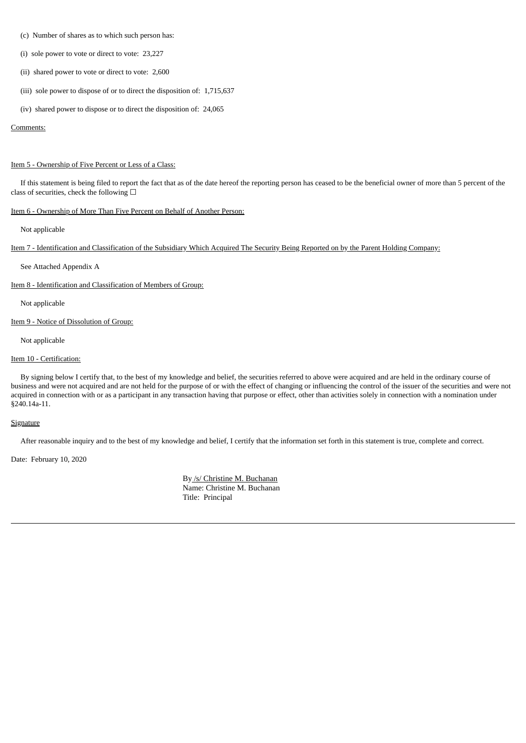(c) Number of shares as to which such person has:

(i) sole power to vote or direct to vote: 23,227

(ii) shared power to vote or direct to vote: 2,600

(iii) sole power to dispose of or to direct the disposition of: 1,715,637

(iv) shared power to dispose or to direct the disposition of: 24,065

Comments:

Item 5 - Ownership of Five Percent or Less of a Class:

If this statement is being filed to report the fact that as of the date hereof the reporting person has ceased to be the beneficial owner of more than 5 percent of the class of securities, check the following ☐

Item 6 - Ownership of More Than Five Percent on Behalf of Another Person:

Not applicable

Item 7 - Identification and Classification of the Subsidiary Which Acquired The Security Being Reported on by the Parent Holding Company:

See Attached Appendix A

Item 8 - Identification and Classification of Members of Group:

Not applicable

Item 9 - Notice of Dissolution of Group:

Not applicable

Item 10 - Certification:

By signing below I certify that, to the best of my knowledge and belief, the securities referred to above were acquired and are held in the ordinary course of business and were not acquired and are not held for the purpose of or with the effect of changing or influencing the control of the issuer of the securities and were not acquired in connection with or as a participant in any transaction having that purpose or effect, other than activities solely in connection with a nomination under §240.14a-11.

Signature

After reasonable inquiry and to the best of my knowledge and belief, I certify that the information set forth in this statement is true, complete and correct.

Date: February 10, 2020

By /s/ Christine M. Buchanan
Name: Christine M. Buchanan
Title: Principal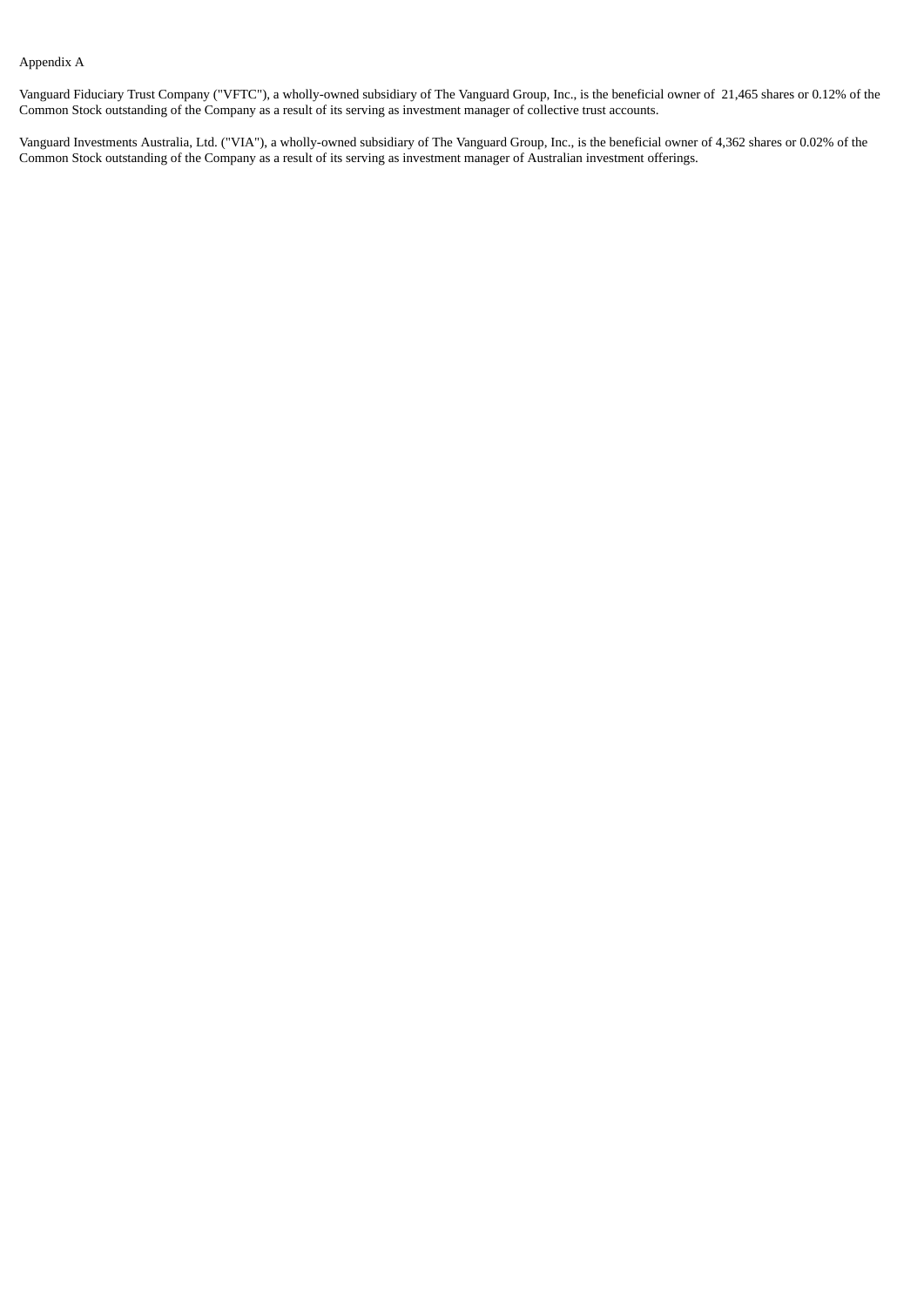Appendix A

Vanguard Fiduciary Trust Company ("VFTC"), a wholly-owned subsidiary of The Vanguard Group, Inc., is the beneficial owner of 21,465 shares or 0.12% of the Common Stock outstanding of the Company as a result of its serving as investment manager of collective trust accounts.

Vanguard Investments Australia, Ltd. ("VIA"), a wholly-owned subsidiary of The Vanguard Group, Inc., is the beneficial owner of 4,362 shares or 0.02% of the Common Stock outstanding of the Company as a result of its serving as investment manager of Australian investment offerings.